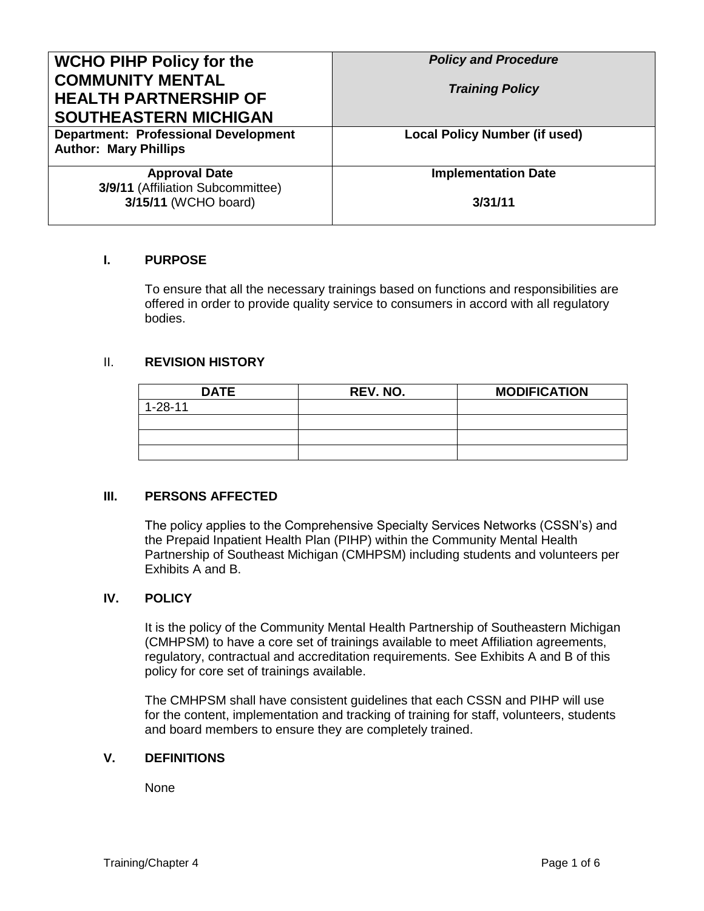| **WCHO PIHP Policy for the COMMUNITY MENTAL HEALTH PARTNERSHIP OF SOUTHEASTERN MICHIGAN** | ***Policy and Procedure*** <br><br> ***Training Policy*** |
| --- | --- |
| **Department: Professional Development** <br> **Author: Mary Phillips** | **Local Policy Number (if used)** |
| **Approval Date** <br> **3/9/11** (Affiliation Subcommittee) <br> **3/15/11** (WCHO board) | **Implementation Date** <br><br> **3/31/11** |

## I. PURPOSE

To ensure that all the necessary trainings based on functions and responsibilities are offered in order to provide quality service to consumers in accord with all regulatory bodies.

## II. REVISION HISTORY

| DATE | REV. NO. | MODIFICATION |
| --- | --- | --- |
| 1-28-11 | | |
| | | |
| | | |
| | | |

## III. PERSONS AFFECTED

The policy applies to the Comprehensive Specialty Services Networks (CSSN's) and the Prepaid Inpatient Health Plan (PIHP) within the Community Mental Health Partnership of Southeast Michigan (CMHPSM) including students and volunteers per Exhibits A and B.

## IV. POLICY

It is the policy of the Community Mental Health Partnership of Southeastern Michigan (CMHPSM) to have a core set of trainings available to meet Affiliation agreements, regulatory, contractual and accreditation requirements. See Exhibits A and B of this policy for core set of trainings available.

The CMHPSM shall have consistent guidelines that each CSSN and PIHP will use for the content, implementation and tracking of training for staff, volunteers, students and board members to ensure they are completely trained.

## V. DEFINITIONS

None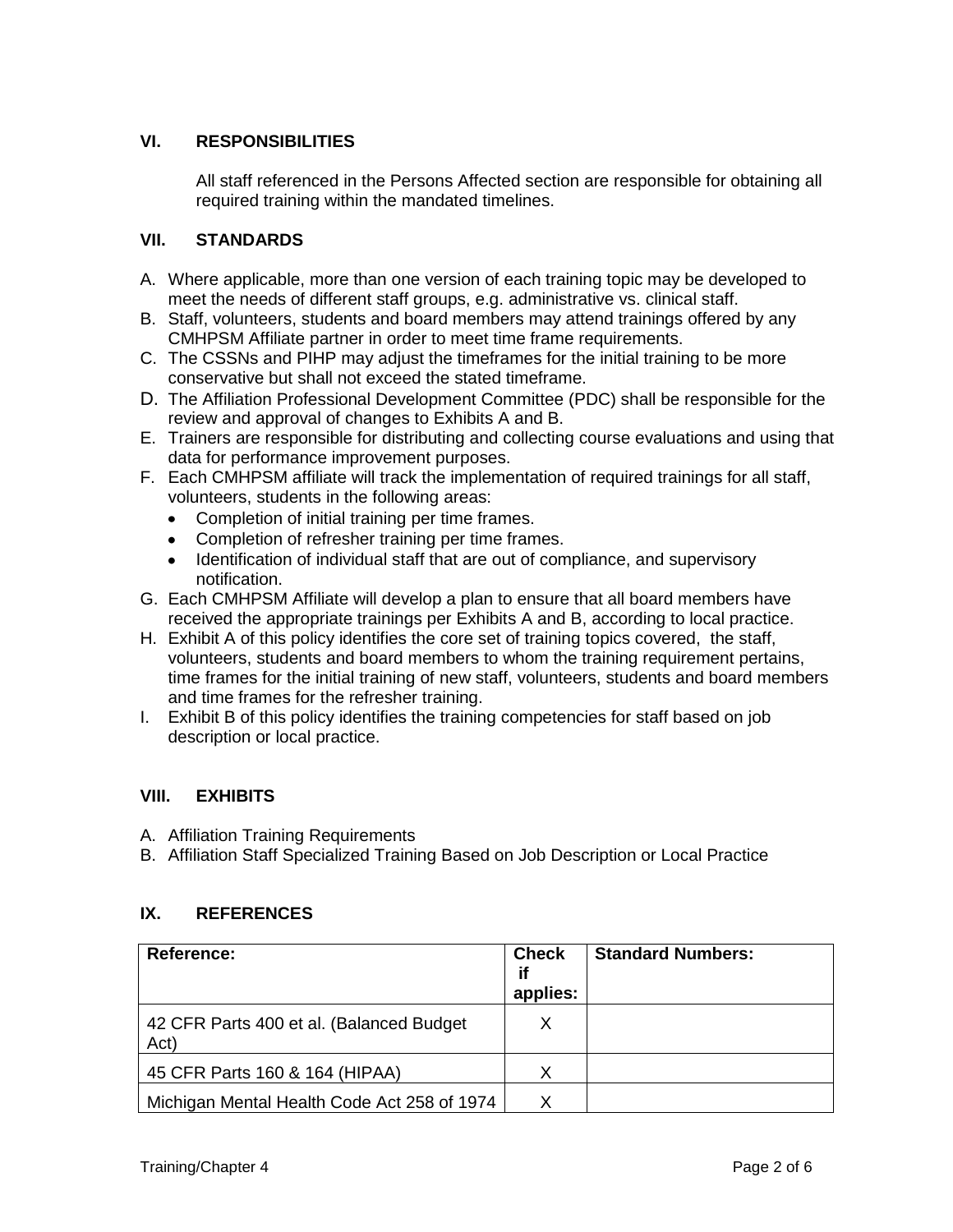## VI. RESPONSIBILITIES

All staff referenced in the Persons Affected section are responsible for obtaining all required training within the mandated timelines.

## VII. STANDARDS

A. Where applicable, more than one version of each training topic may be developed to meet the needs of different staff groups, e.g. administrative vs. clinical staff.
B. Staff, volunteers, students and board members may attend trainings offered by any CMHPSM Affiliate partner in order to meet time frame requirements.
C. The CSSNs and PIHP may adjust the timeframes for the initial training to be more conservative but shall not exceed the stated timeframe.
D. The Affiliation Professional Development Committee (PDC) shall be responsible for the review and approval of changes to Exhibits A and B.
E. Trainers are responsible for distributing and collecting course evaluations and using that data for performance improvement purposes.
F. Each CMHPSM affiliate will track the implementation of required trainings for all staff, volunteers, students in the following areas:
   - Completion of initial training per time frames.
   - Completion of refresher training per time frames.
   - Identification of individual staff that are out of compliance, and supervisory notification.
G. Each CMHPSM Affiliate will develop a plan to ensure that all board members have received the appropriate trainings per Exhibits A and B, according to local practice.
H. Exhibit A of this policy identifies the core set of training topics covered, the staff, volunteers, students and board members to whom the training requirement pertains, time frames for the initial training of new staff, volunteers, students and board members and time frames for the refresher training.
I. Exhibit B of this policy identifies the training competencies for staff based on job description or local practice.

## VIII. EXHIBITS

A. Affiliation Training Requirements
B. Affiliation Staff Specialized Training Based on Job Description or Local Practice

## IX. REFERENCES

| Reference: | Check if applies: | Standard Numbers: |
|---|---|---|
| 42 CFR Parts 400 et al. (Balanced Budget Act) | X | |
| 45 CFR Parts 160 & 164 (HIPAA) | X | |
| Michigan Mental Health Code Act 258 of 1974 | X | |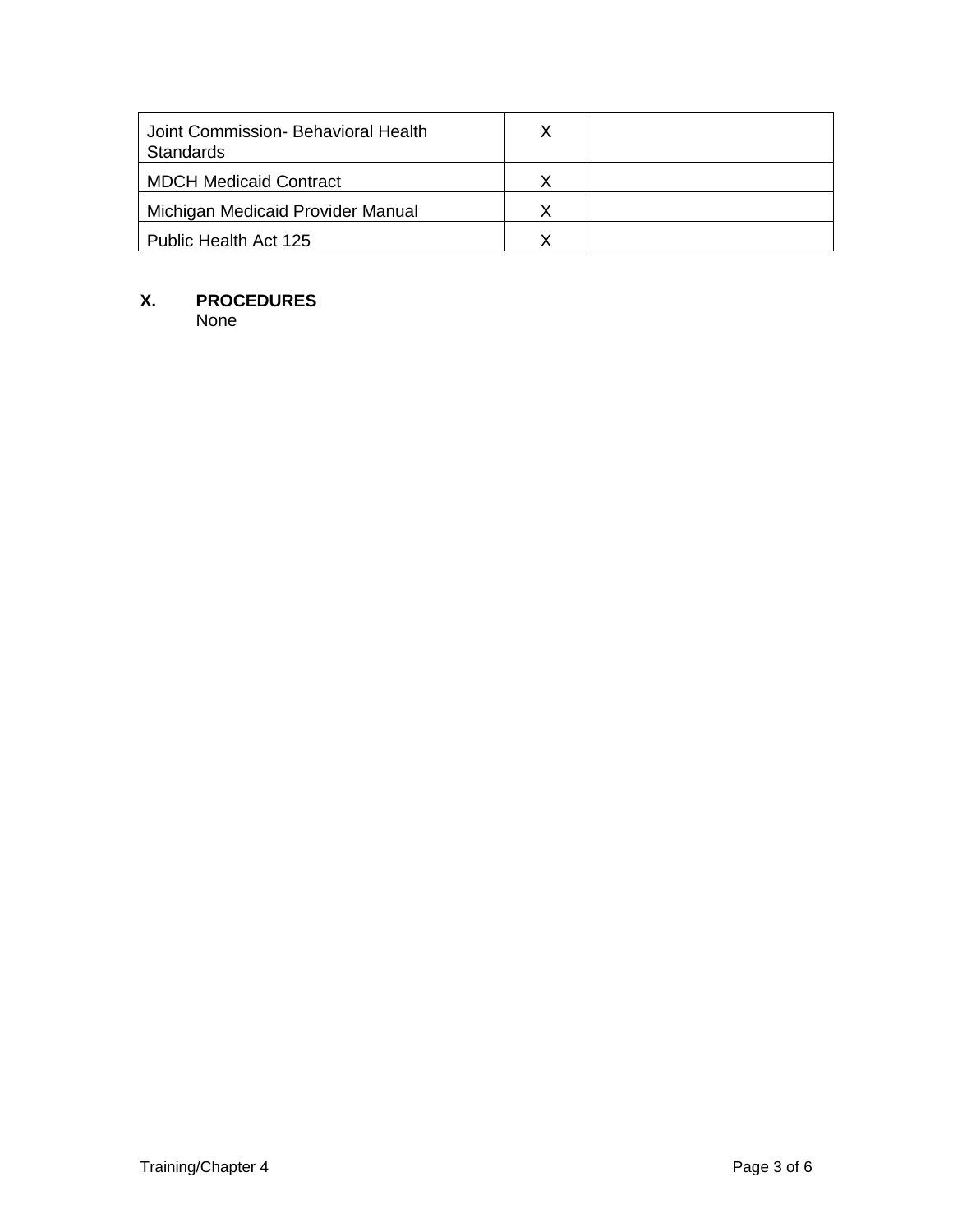| | | |
|---|---|---|
| Joint Commission- Behavioral Health Standards | X | |
| MDCH Medicaid Contract | X | |
| Michigan Medicaid Provider Manual | X | |
| Public Health Act 125 | X | |

**X. PROCEDURES**

None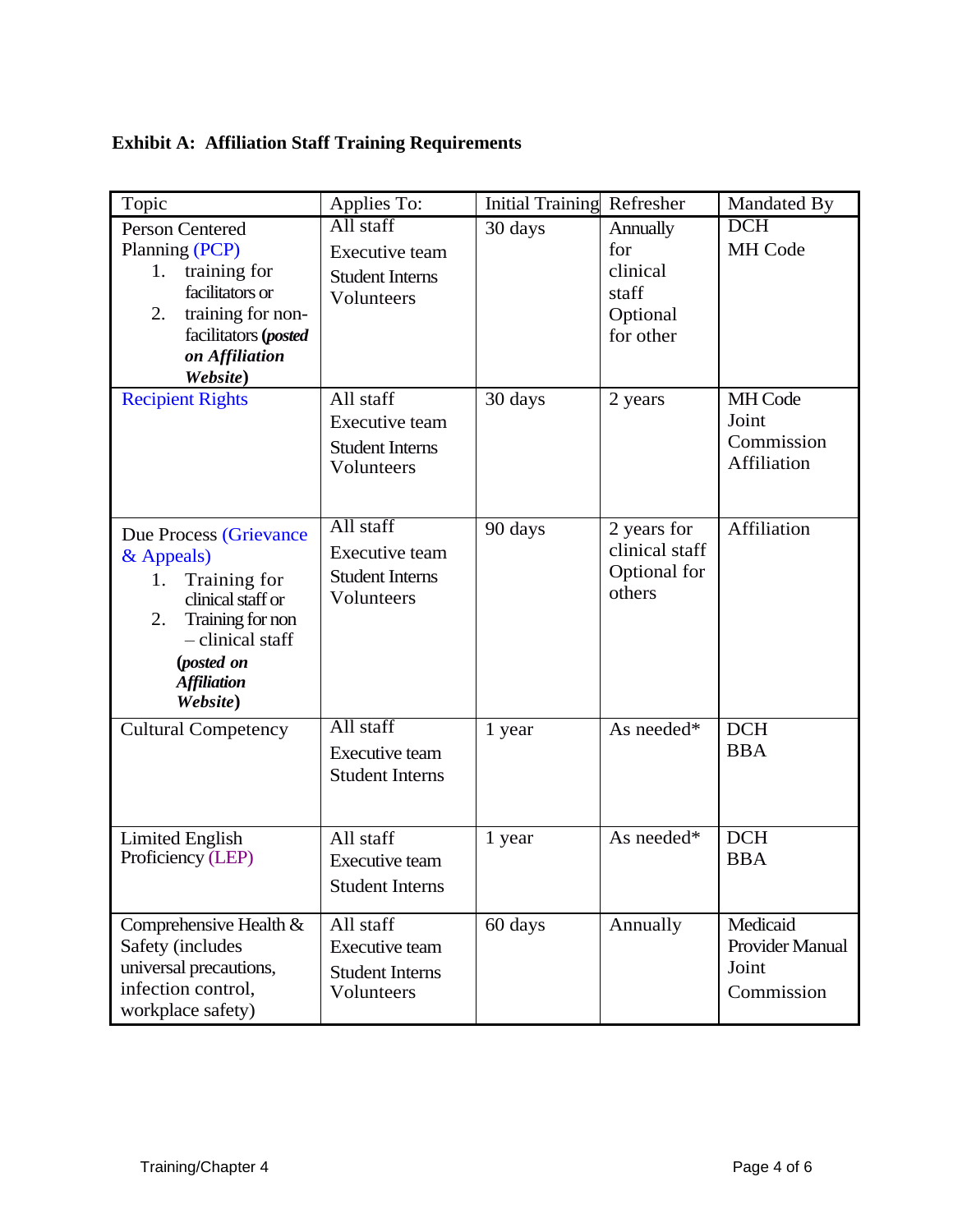**Exhibit A: Affiliation Staff Training Requirements**

| Topic | Applies To: | Initial Training | Refresher | Mandated By |
|---|---|---|---|---|
| Person Centered Planning (PCP)<br>1. training for facilitators or<br>2. training for non-facilitators (***posted on Affiliation Website***) | All staff<br>Executive team<br>Student Interns<br>Volunteers | 30 days | Annually for clinical staff<br>Optional for other | DCH<br>MH Code |
| Recipient Rights | All staff<br>Executive team<br>Student Interns<br>Volunteers | 30 days | 2 years | MH Code<br>Joint Commission<br>Affiliation |
| Due Process (Grievance & Appeals)<br>1. Training for clinical staff or<br>2. Training for non – clinical staff<br>(***posted on Affiliation Website***) | All staff<br>Executive team<br>Student Interns<br>Volunteers | 90 days | 2 years for clinical staff<br>Optional for others | Affiliation |
| Cultural Competency | All staff<br>Executive team<br>Student Interns | 1 year | As needed* | DCH<br>BBA |
| Limited English Proficiency (LEP) | All staff<br>Executive team<br>Student Interns | 1 year | As needed* | DCH<br>BBA |
| Comprehensive Health & Safety (includes universal precautions, infection control, workplace safety) | All staff<br>Executive team<br>Student Interns<br>Volunteers | 60 days | Annually | Medicaid Provider Manual<br>Joint Commission |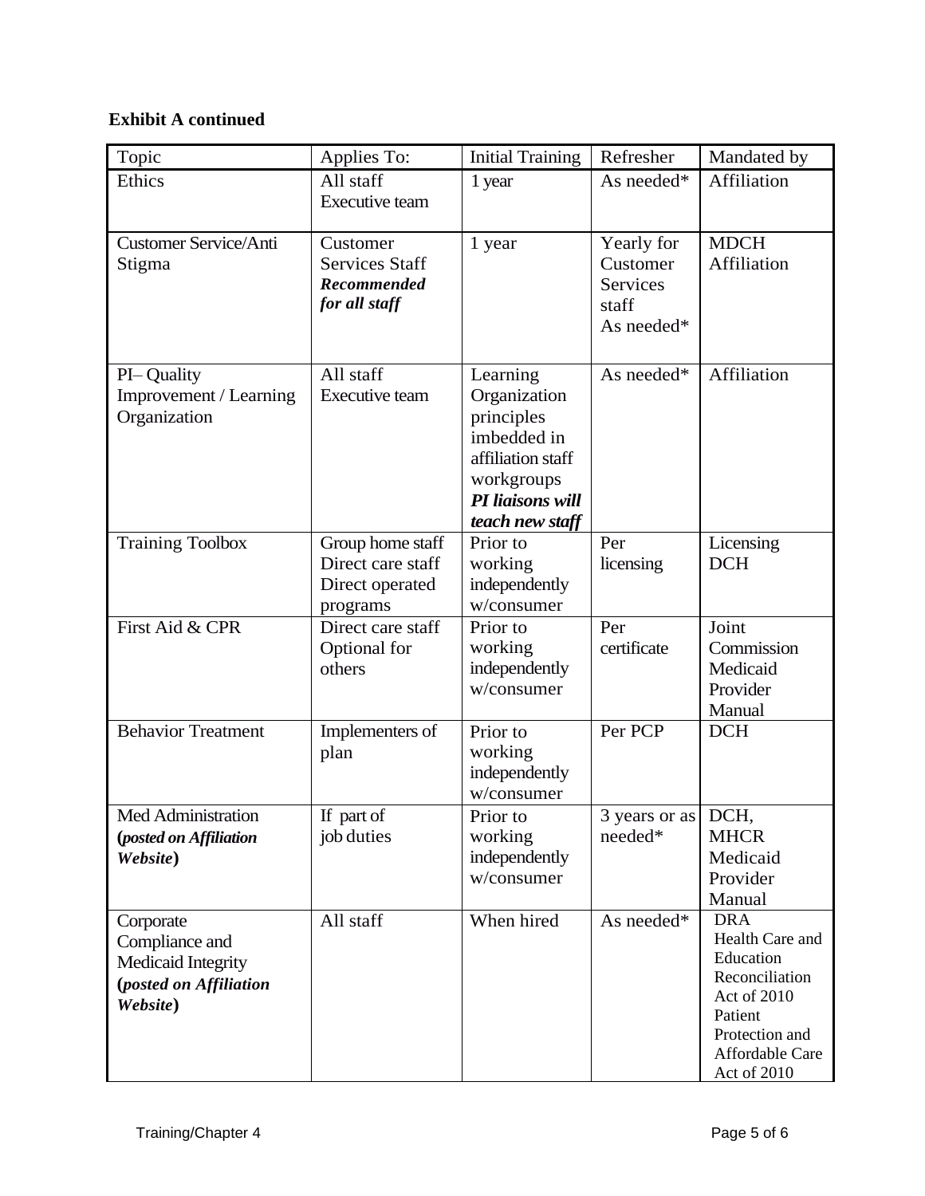**Exhibit A continued**

| Topic | Applies To: | Initial Training | Refresher | Mandated by |
|---|---|---|---|---|
| Ethics | All staff<br>Executive team | 1 year | As needed* | Affiliation |
| Customer Service/Anti Stigma | Customer Services Staff<br>***Recommended for all staff*** | 1 year | Yearly for Customer Services staff<br>As needed* | MDCH<br>Affiliation |
| PI– Quality Improvement / Learning Organization | All staff<br>Executive team | Learning Organization principles imbedded in affiliation staff workgroups<br>***PI liaisons will teach new staff*** | As needed* | Affiliation |
| Training Toolbox | Group home staff<br>Direct care staff<br>Direct operated programs | Prior to working independently w/consumer | Per licensing | Licensing<br>DCH |
| First Aid & CPR | Direct care staff<br>Optional for others | Prior to working independently w/consumer | Per certificate | Joint Commission<br>Medicaid Provider Manual |
| Behavior Treatment | Implementers of plan | Prior to working independently w/consumer | Per PCP | DCH |
| Med Administration **(*posted on Affiliation Website*)** | If part of job duties | Prior to working independently w/consumer | 3 years or as needed* | DCH,<br>MHCR<br>Medicaid Provider Manual |
| Corporate Compliance and Medicaid Integrity **(*posted on Affiliation Website*)** | All staff | When hired | As needed* | DRA<br>Health Care and Education Reconciliation Act of 2010<br>Patient Protection and Affordable Care Act of 2010 |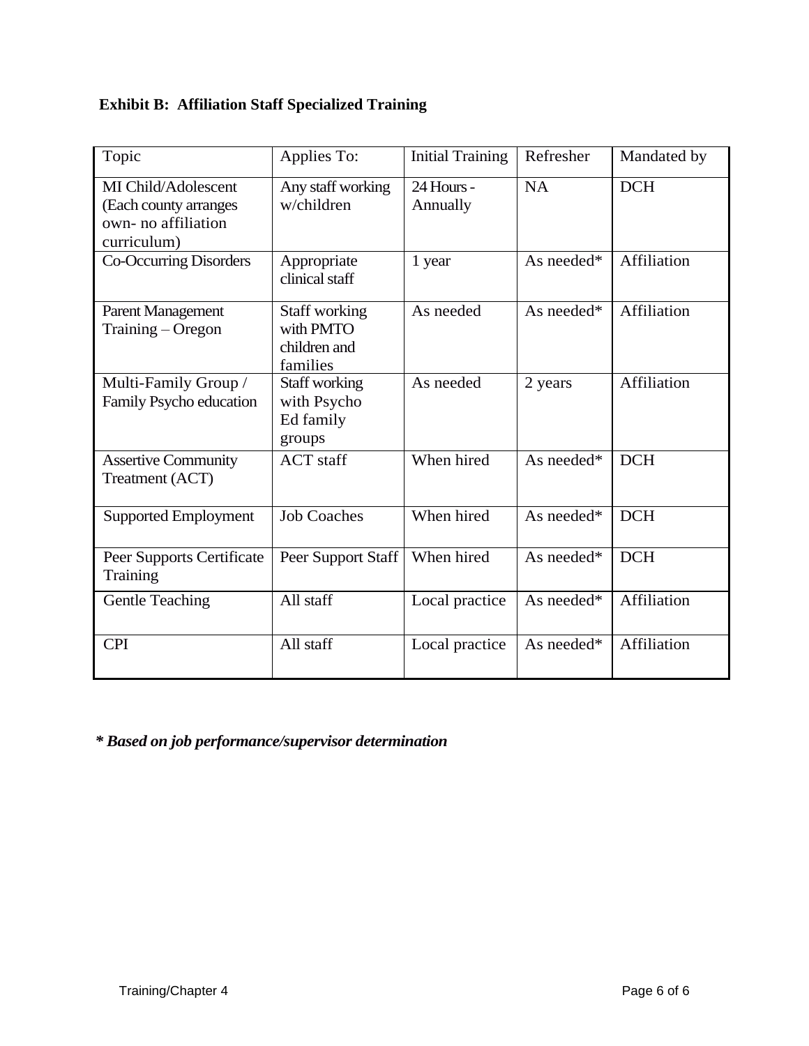**Exhibit B: Affiliation Staff Specialized Training**

| Topic | Applies To: | Initial Training | Refresher | Mandated by |
|---|---|---|---|---|
| MI Child/Adolescent (Each county arranges own- no affiliation curriculum) | Any staff working w/children | 24 Hours - Annually | NA | DCH |
| Co-Occurring Disorders | Appropriate clinical staff | 1 year | As needed* | Affiliation |
| Parent Management Training – Oregon | Staff working with PMTO children and families | As needed | As needed* | Affiliation |
| Multi-Family Group / Family Psycho education | Staff working with Psycho Ed family groups | As needed | 2 years | Affiliation |
| Assertive Community Treatment (ACT) | ACT staff | When hired | As needed* | DCH |
| Supported Employment | Job Coaches | When hired | As needed* | DCH |
| Peer Supports Certificate Training | Peer Support Staff | When hired | As needed* | DCH |
| Gentle Teaching | All staff | Local practice | As needed* | Affiliation |
| CPI | All staff | Local practice | As needed* | Affiliation |

***\* Based on job performance/supervisor determination***